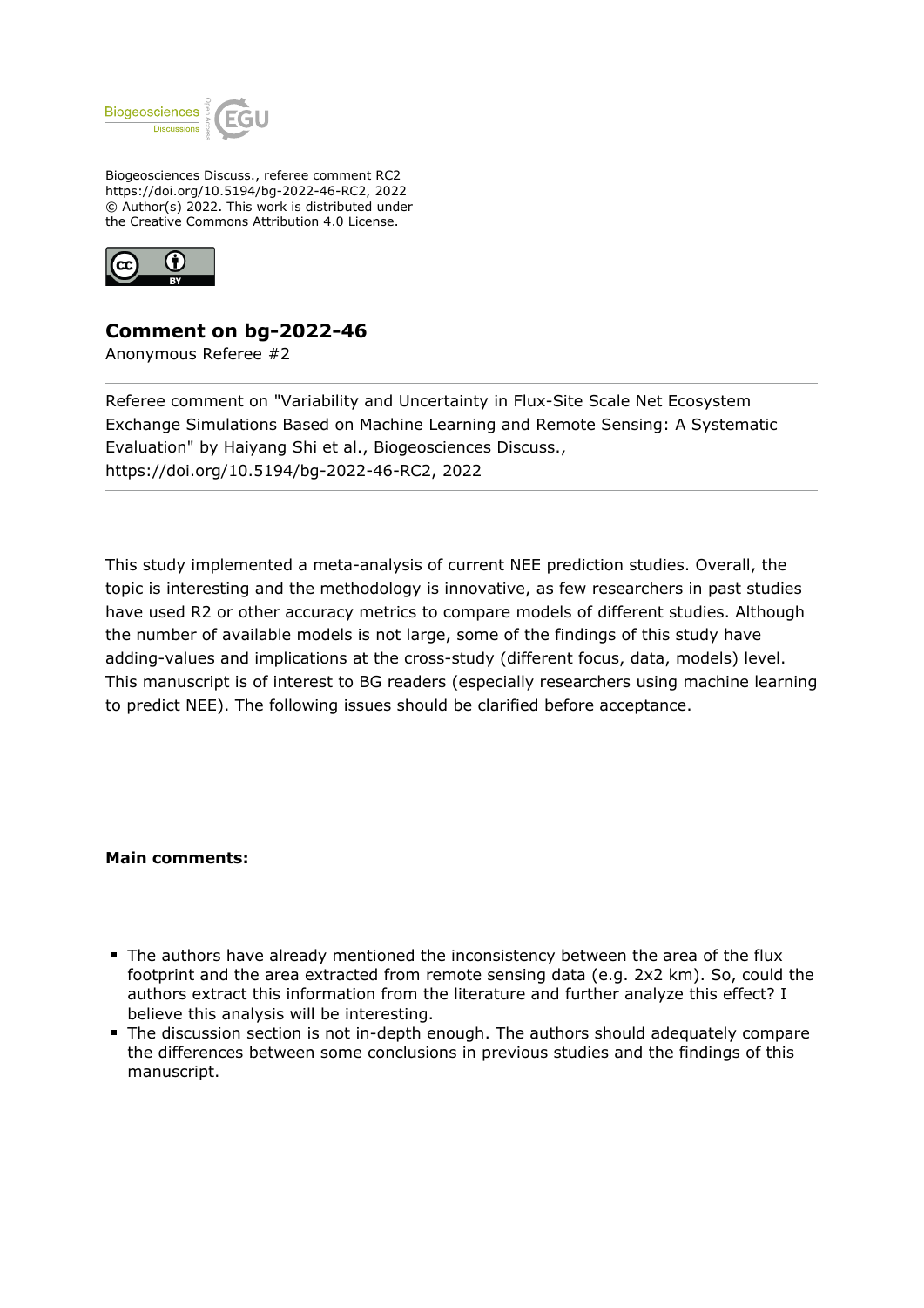Biogeosciences Discuss., referee comment RC2
https://doi.org/10.5194/bg-2022-46-RC2, 2022
© Author(s) 2022. This work is distributed under
the Creative Commons Attribution 4.0 License.

## Comment on bg-2022-46

Anonymous Referee #2

Referee comment on "Variability and Uncertainty in Flux-Site Scale Net Ecosystem Exchange Simulations Based on Machine Learning and Remote Sensing: A Systematic Evaluation" by Haiyang Shi et al., Biogeosciences Discuss., https://doi.org/10.5194/bg-2022-46-RC2, 2022

This study implemented a meta-analysis of current NEE prediction studies. Overall, the topic is interesting and the methodology is innovative, as few researchers in past studies have used R2 or other accuracy metrics to compare models of different studies. Although the number of available models is not large, some of the findings of this study have adding-values and implications at the cross-study (different focus, data, models) level. This manuscript is of interest to BG readers (especially researchers using machine learning to predict NEE). The following issues should be clarified before acceptance.

**Main comments:**

- The authors have already mentioned the inconsistency between the area of the flux footprint and the area extracted from remote sensing data (e.g. 2x2 km). So, could the authors extract this information from the literature and further analyze this effect? I believe this analysis will be interesting.
- The discussion section is not in-depth enough. The authors should adequately compare the differences between some conclusions in previous studies and the findings of this manuscript.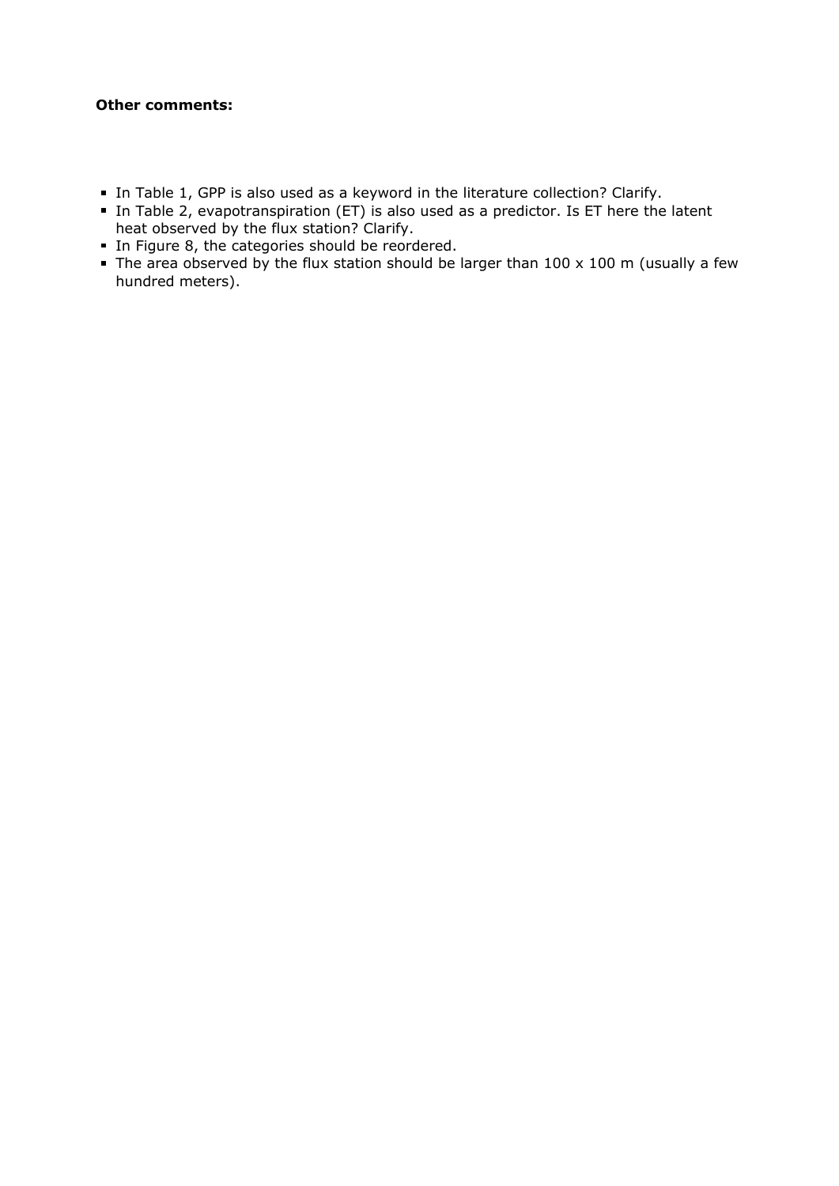**Other comments:**

- In Table 1, GPP is also used as a keyword in the literature collection? Clarify.
- In Table 2, evapotranspiration (ET) is also used as a predictor. Is ET here the latent heat observed by the flux station? Clarify.
- In Figure 8, the categories should be reordered.
- The area observed by the flux station should be larger than 100 x 100 m (usually a few hundred meters).